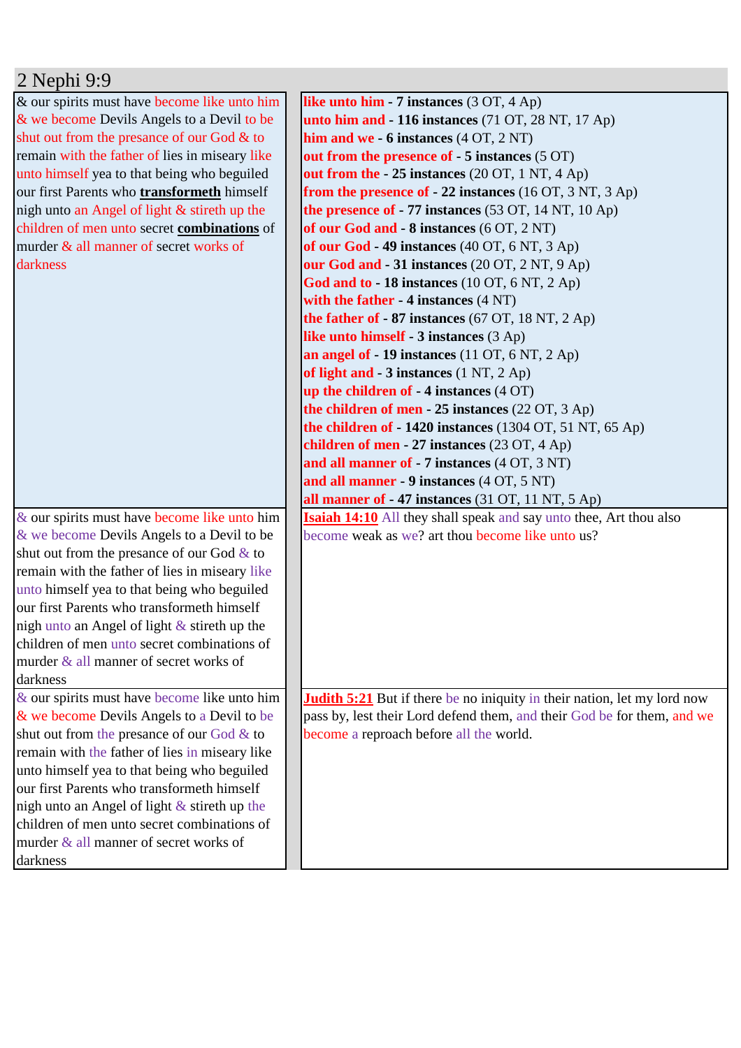# 2 Nephi 9:9

| & our spirits must have become like unto him & we become Devils Angels to a Devil to be shut out from the presance of our God & to remain with the father of lies in miseary like unto himself yea to that being who beguiled our first Parents who **transformeth** himself nigh unto an Angel of light & stireth up the children of men unto secret **combinations** of murder & all manner of secret works of darkness | **like unto him - 7 instances** (3 OT, 4 Ap)<br>**unto him and - 116 instances** (71 OT, 28 NT, 17 Ap)<br>**him and we - 6 instances** (4 OT, 2 NT)<br>**out from the presence of - 5 instances** (5 OT)<br>**out from the - 25 instances** (20 OT, 1 NT, 4 Ap)<br>**from the presence of - 22 instances** (16 OT, 3 NT, 3 Ap)<br>**the presence of - 77 instances** (53 OT, 14 NT, 10 Ap)<br>**of our God and - 8 instances** (6 OT, 2 NT)<br>**of our God - 49 instances** (40 OT, 6 NT, 3 Ap)<br>**our God and - 31 instances** (20 OT, 2 NT, 9 Ap)<br>**God and to - 18 instances** (10 OT, 6 NT, 2 Ap)<br>**with the father - 4 instances** (4 NT)<br>**the father of - 87 instances** (67 OT, 18 NT, 2 Ap)<br>**like unto himself - 3 instances** (3 Ap)<br>**an angel of - 19 instances** (11 OT, 6 NT, 2 Ap)<br>**of light and - 3 instances** (1 NT, 2 Ap)<br>**up the children of - 4 instances** (4 OT)<br>**the children of men - 25 instances** (22 OT, 3 Ap)<br>**the children of - 1420 instances** (1304 OT, 51 NT, 65 Ap)<br>**children of men - 27 instances** (23 OT, 4 Ap)<br>**and all manner of - 7 instances** (4 OT, 3 NT)<br>**and all manner - 9 instances** (4 OT, 5 NT)<br>**all manner of - 47 instances** (31 OT, 11 NT, 5 Ap) |
|---|---|
| & our spirits must have become like unto him & we become Devils Angels to a Devil to be shut out from the presance of our God & to remain with the father of lies in miseary like unto himself yea to that being who beguiled our first Parents who transformeth himself nigh unto an Angel of light & stireth up the children of men unto secret combinations of murder & all manner of secret works of darkness | **Isaiah 14:10** All they shall speak and say unto thee, Art thou also become weak as we? art thou become like unto us? |
| & our spirits must have become like unto him & we become Devils Angels to a Devil to be shut out from the presance of our God & to remain with the father of lies in miseary like unto himself yea to that being who beguiled our first Parents who transformeth himself nigh unto an Angel of light & stireth up the children of men unto secret combinations of murder & all manner of secret works of darkness | **Judith 5:21** But if there be no iniquity in their nation, let my lord now pass by, lest their Lord defend them, and their God be for them, and we become a reproach before all the world. |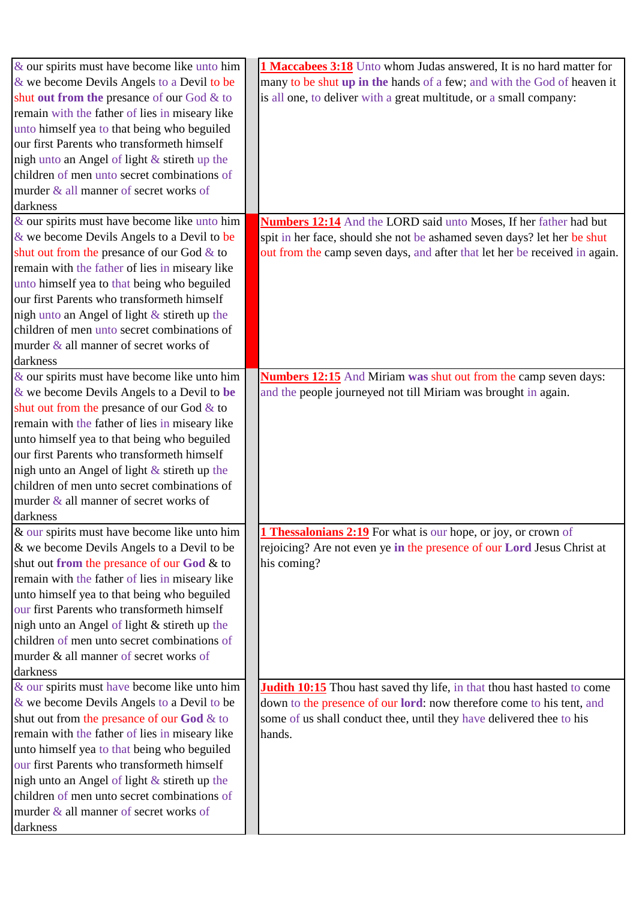| | | |
|---|---|---|
| & our spirits must have become like unto him & we become Devils Angels to a Devil to be shut **out from the** presance of our God & to remain with the father of lies in miseary like unto himself yea to that being who beguiled our first Parents who transformeth himself nigh unto an Angel of light & stireth up the children of men unto secret combinations of murder & all manner of secret works of darkness | | **1 Maccabees 3:18** Unto whom Judas answered, It is no hard matter for many to be shut **up in the** hands of a few; and with the God of heaven it is all one, to deliver with a great multitude, or a small company: |
| & our spirits must have become like unto him & we become Devils Angels to a Devil to be shut out from the presance of our God & to remain with the father of lies in miseary like unto himself yea to that being who beguiled our first Parents who transformeth himself nigh unto an Angel of light & stireth up the children of men unto secret combinations of murder & all manner of secret works of darkness | | **Numbers 12:14** And the LORD said unto Moses, If her father had but spit in her face, should she not be ashamed seven days? let her be shut out from the camp seven days, and after that let her be received in again. |
| & our spirits must have become like unto him & we become Devils Angels to a Devil to **be** shut out from the presance of our God & to remain with the father of lies in miseary like unto himself yea to that being who beguiled our first Parents who transformeth himself nigh unto an Angel of light & stireth up the children of men unto secret combinations of murder & all manner of secret works of darkness | | **Numbers 12:15** And Miriam **was** shut out from the camp seven days: and the people journeyed not till Miriam was brought in again. |
| & our spirits must have become like unto him & we become Devils Angels to a Devil to be shut out **from** the presance of our **God** & to remain with the father of lies in miseary like unto himself yea to that being who beguiled our first Parents who transformeth himself nigh unto an Angel of light & stireth up the children of men unto secret combinations of murder & all manner of secret works of darkness | | **1 Thessalonians 2:19** For what is our hope, or joy, or crown of rejoicing? Are not even ye **in** the presence of our **Lord** Jesus Christ at his coming? |
| & our spirits must have become like unto him & we become Devils Angels to a Devil to be shut out from the presance of our **God** & to remain with the father of lies in miseary like unto himself yea to that being who beguiled our first Parents who transformeth himself nigh unto an Angel of light & stireth up the children of men unto secret combinations of murder & all manner of secret works of darkness | | **Judith 10:15** Thou hast saved thy life, in that thou hast hasted to come down to the presence of our **lord**: now therefore come to his tent, and some of us shall conduct thee, until they have delivered thee to his hands. |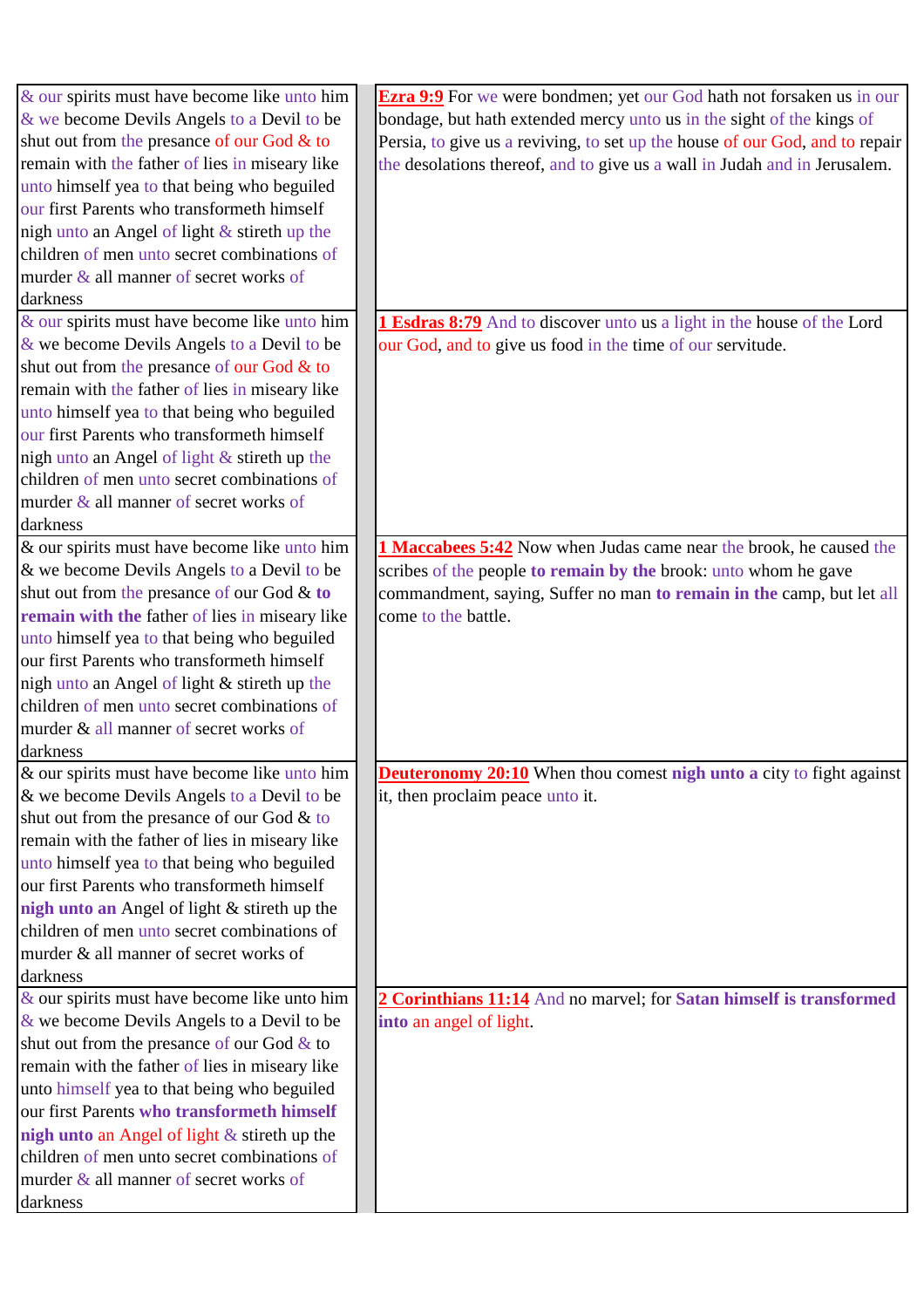| | |
|---|---|
| & our spirits must have become like unto him & we become Devils Angels to a Devil to be shut out from the presance of our God & to remain with the father of lies in miseary like unto himself yea to that being who beguiled our first Parents who transformeth himself nigh unto an Angel of light & stireth up the children of men unto secret combinations of murder & all manner of secret works of darkness | **Ezra 9:9** For we were bondmen; yet our God hath not forsaken us in our bondage, but hath extended mercy unto us in the sight of the kings of Persia, to give us a reviving, to set up the house of our God, and to repair the desolations thereof, and to give us a wall in Judah and in Jerusalem. |
| & our spirits must have become like unto him & we become Devils Angels to a Devil to be shut out from the presance of our God & to remain with the father of lies in miseary like unto himself yea to that being who beguiled our first Parents who transformeth himself nigh unto an Angel of light & stireth up the children of men unto secret combinations of murder & all manner of secret works of darkness | **1 Esdras 8:79** And to discover unto us a light in the house of the Lord our God, and to give us food in the time of our servitude. |
| & our spirits must have become like unto him & we become Devils Angels to a Devil to be shut out from the presance of our God & **to remain with the** father of lies in miseary like unto himself yea to that being who beguiled our first Parents who transformeth himself nigh unto an Angel of light & stireth up the children of men unto secret combinations of murder & all manner of secret works of darkness | **1 Maccabees 5:42** Now when Judas came near the brook, he caused the scribes of the people **to remain by the** brook: unto whom he gave commandment, saying, Suffer no man **to remain in the** camp, but let all come to the battle. |
| & our spirits must have become like unto him & we become Devils Angels to a Devil to be shut out from the presance of our God & to remain with the father of lies in miseary like unto himself yea to that being who beguiled our first Parents who transformeth himself **nigh unto an** Angel of light & stireth up the children of men unto secret combinations of murder & all manner of secret works of darkness | **Deuteronomy 20:10** When thou comest **nigh unto a** city to fight against it, then proclaim peace unto it. |
| & our spirits must have become like unto him & we become Devils Angels to a Devil to be shut out from the presance of our God & to remain with the father of lies in miseary like unto himself yea to that being who beguiled our first Parents **who transformeth himself nigh unto** an Angel of light & stireth up the children of men unto secret combinations of murder & all manner of secret works of darkness | **2 Corinthians 11:14** And no marvel; for **Satan himself is transformed into** an angel of light. |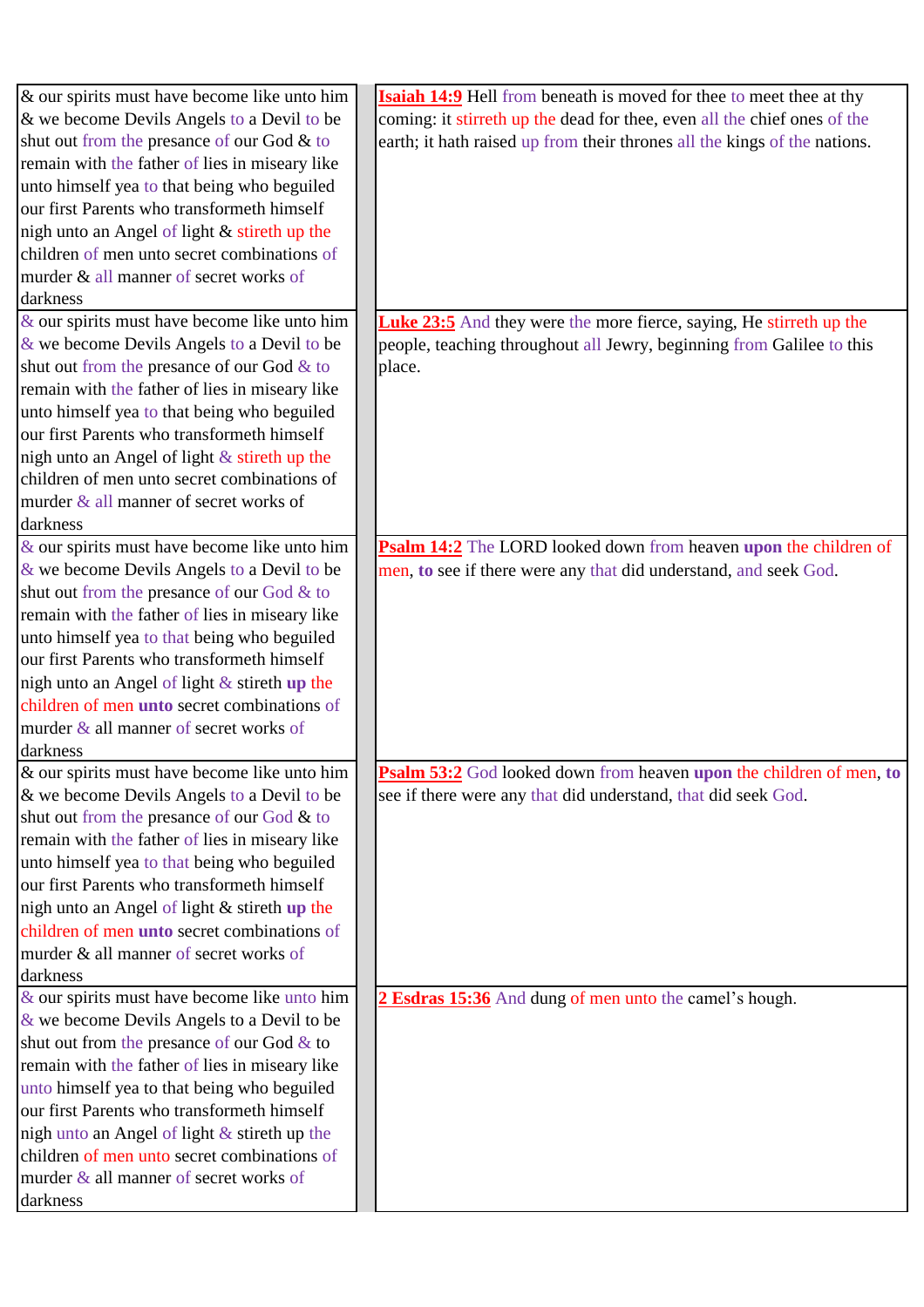| | |
|---|---|
| & our spirits must have become like unto him & we become Devils Angels to a Devil to be shut out from the presance of our God & to remain with the father of lies in miseary like unto himself yea to that being who beguiled our first Parents who transformeth himself nigh unto an Angel of light & stireth up the children of men unto secret combinations of murder & all manner of secret works of darkness | **Isaiah 14:9** Hell from beneath is moved for thee to meet thee at thy coming: it stirreth up the dead for thee, even all the chief ones of the earth; it hath raised up from their thrones all the kings of the nations. |
| & our spirits must have become like unto him & we become Devils Angels to a Devil to be shut out from the presance of our God & to remain with the father of lies in miseary like unto himself yea to that being who beguiled our first Parents who transformeth himself nigh unto an Angel of light & stireth up the children of men unto secret combinations of murder & all manner of secret works of darkness | **Luke 23:5** And they were the more fierce, saying, He stirreth up the people, teaching throughout all Jewry, beginning from Galilee to this place. |
| & our spirits must have become like unto him & we become Devils Angels to a Devil to be shut out from the presance of our God & to remain with the father of lies in miseary like unto himself yea to that being who beguiled our first Parents who transformeth himself nigh unto an Angel of light & stireth **up** the children of men **unto** secret combinations of murder & all manner of secret works of darkness | **Psalm 14:2** The LORD looked down from heaven **upon** the children of men, **to** see if there were any that did understand, and seek God. |
| & our spirits must have become like unto him & we become Devils Angels to a Devil to be shut out from the presance of our God & to remain with the father of lies in miseary like unto himself yea to that being who beguiled our first Parents who transformeth himself nigh unto an Angel of light & stireth **up** the children of men **unto** secret combinations of murder & all manner of secret works of darkness | **Psalm 53:2** God looked down from heaven **upon** the children of men, **to** see if there were any that did understand, that did seek God. |
| & our spirits must have become like unto him & we become Devils Angels to a Devil to be shut out from the presance of our God & to remain with the father of lies in miseary like unto himself yea to that being who beguiled our first Parents who transformeth himself nigh unto an Angel of light & stireth up the children of men unto secret combinations of murder & all manner of secret works of darkness | **2 Esdras 15:36** And dung of men unto the camel's hough. |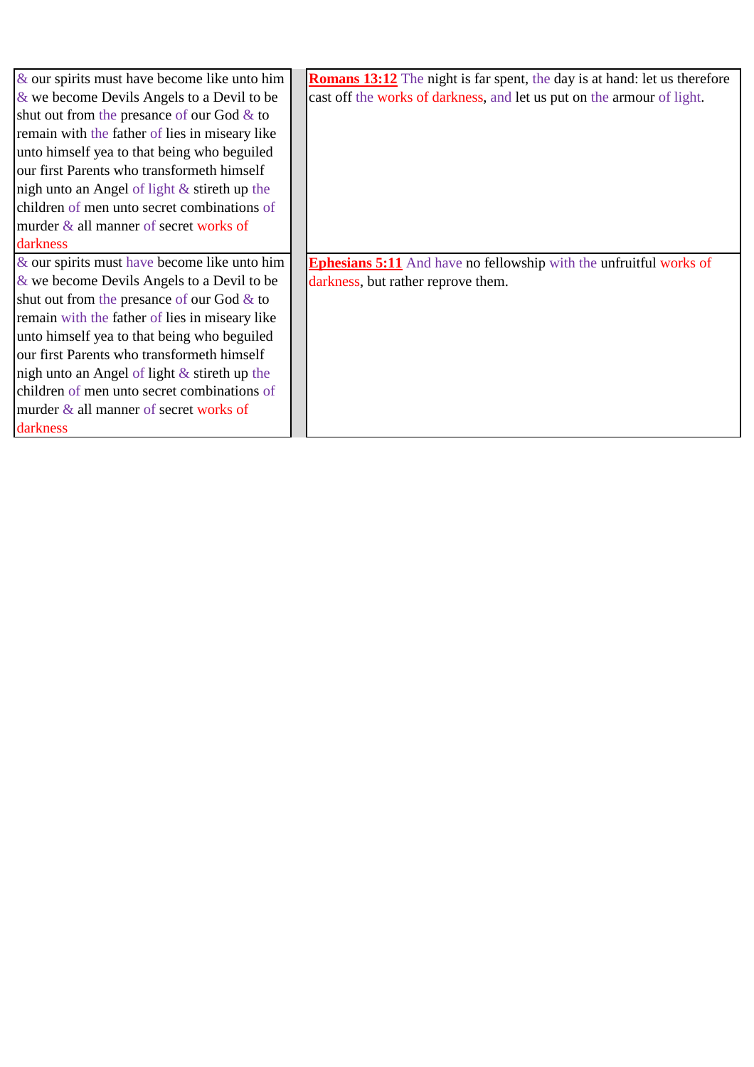| | |
|---|---|
| & our spirits must have become like unto him & we become Devils Angels to a Devil to be shut out from the presance of our God & to remain with the father of lies in miseary like unto himself yea to that being who beguiled our first Parents who transformeth himself nigh unto an Angel of light & stireth up the children of men unto secret combinations of murder & all manner of secret works of darkness | **Romans 13:12** The night is far spent, the day is at hand: let us therefore cast off the works of darkness, and let us put on the armour of light. |
| & our spirits must have become like unto him & we become Devils Angels to a Devil to be shut out from the presance of our God & to remain with the father of lies in miseary like unto himself yea to that being who beguiled our first Parents who transformeth himself nigh unto an Angel of light & stireth up the children of men unto secret combinations of murder & all manner of secret works of darkness | **Ephesians 5:11** And have no fellowship with the unfruitful works of darkness, but rather reprove them. |